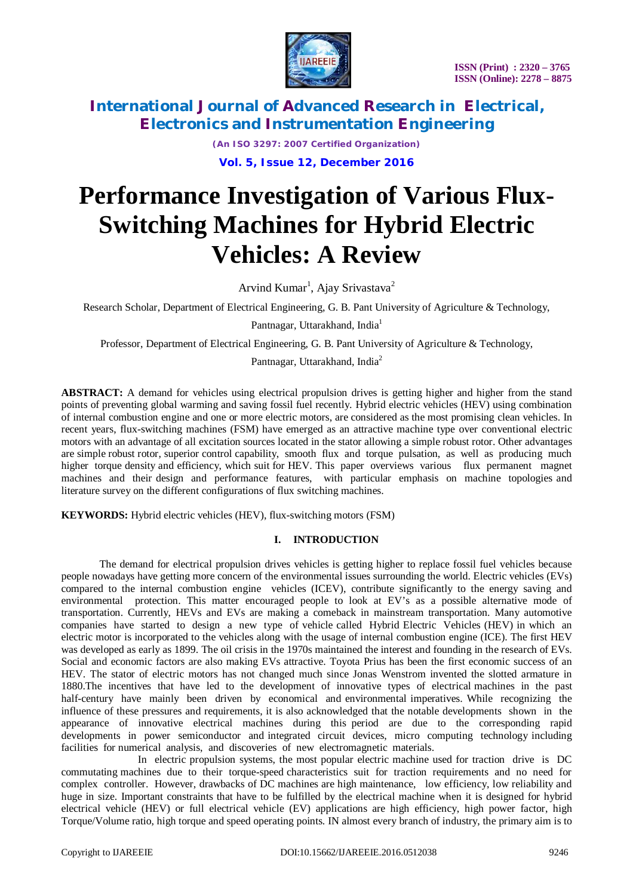# Performance Investigation of Various Flux-Switching Machines for Hybrid Electric Vehicles: A Review

Arvind Kumar[1], Ajay Srivastava[2]

Research Scholar, Department of Electrical Engineering, G. B. Pant University of Agriculture & Technology, Pantnagar, Uttarakhand, India[1]

Professor, Department of Electrical Engineering, G. B. Pant University of Agriculture & Technology, Pantnagar, Uttarakhand, India[2]

**ABSTRACT:** A demand for vehicles using electrical propulsion drives is getting higher and higher from the stand points of preventing global warming and saving fossil fuel recently. Hybrid electric vehicles (HEV) using combination of internal combustion engine and one or more electric motors, are considered as the most promising clean vehicles. In recent years, flux-switching machines (FSM) have emerged as an attractive machine type over conventional electric motors with an advantage of all excitation sources located in the stator allowing a simple robust rotor. Other advantages are simple robust rotor, superior control capability, smooth flux and torque pulsation, as well as producing much higher torque density and efficiency, which suit for HEV. This paper overviews various flux permanent magnet machines and their design and performance features, with particular emphasis on machine topologies and literature survey on the different configurations of flux switching machines.

**KEYWORDS:** Hybrid electric vehicles (HEV), flux-switching motors (FSM)

## I. INTRODUCTION

The demand for electrical propulsion drives vehicles is getting higher to replace fossil fuel vehicles because people nowadays have getting more concern of the environmental issues surrounding the world. Electric vehicles (EVs) compared to the internal combustion engine vehicles (ICEV), contribute significantly to the energy saving and environmental protection. This matter encouraged people to look at EV's as a possible alternative mode of transportation. Currently, HEVs and EVs are making a comeback in mainstream transportation. Many automotive companies have started to design a new type of vehicle called Hybrid Electric Vehicles (HEV) in which an electric motor is incorporated to the vehicles along with the usage of internal combustion engine (ICE). The first HEV was developed as early as 1899. The oil crisis in the 1970s maintained the interest and founding in the research of EVs. Social and economic factors are also making EVs attractive. Toyota Prius has been the first economic success of an HEV. The stator of electric motors has not changed much since Jonas Wenstrom invented the slotted armature in 1880.The incentives that have led to the development of innovative types of electrical machines in the past half-century have mainly been driven by economical and environmental imperatives. While recognizing the influence of these pressures and requirements, it is also acknowledged that the notable developments shown in the appearance of innovative electrical machines during this period are due to the corresponding rapid developments in power semiconductor and integrated circuit devices, micro computing technology including facilities for numerical analysis, and discoveries of new electromagnetic materials.

In electric propulsion systems, the most popular electric machine used for traction drive is DC commutating machines due to their torque-speed characteristics suit for traction requirements and no need for complex controller. However, drawbacks of DC machines are high maintenance, low efficiency, low reliability and huge in size. Important constraints that have to be fulfilled by the electrical machine when it is designed for hybrid electrical vehicle (HEV) or full electrical vehicle (EV) applications are high efficiency, high power factor, high Torque/Volume ratio, high torque and speed operating points. IN almost every branch of industry, the primary aim is to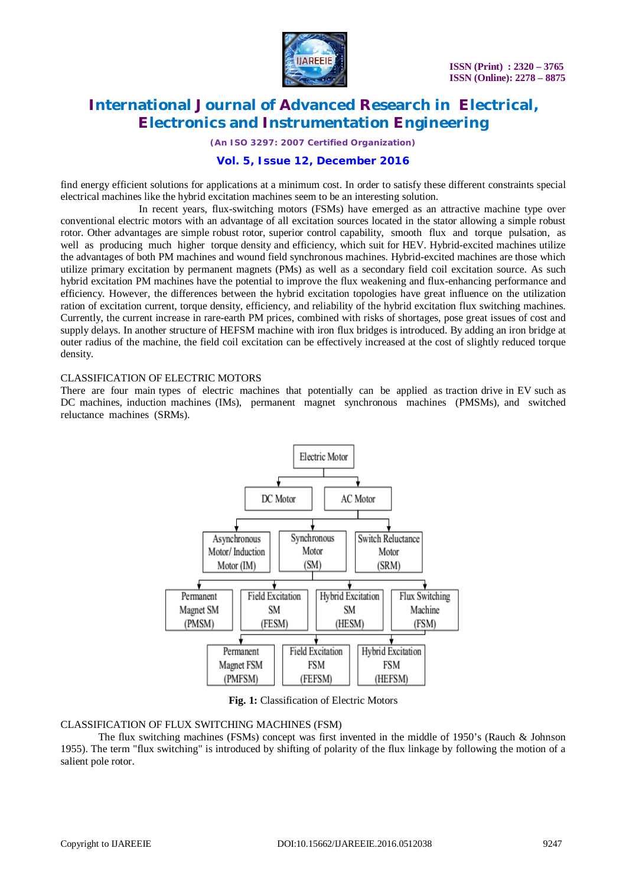find energy efficient solutions for applications at a minimum cost. In order to satisfy these different constraints special electrical machines like the hybrid excitation machines seem to be an interesting solution.

In recent years, flux-switching motors (FSMs) have emerged as an attractive machine type over conventional electric motors with an advantage of all excitation sources located in the stator allowing a simple robust rotor. Other advantages are simple robust rotor, superior control capability, smooth flux and torque pulsation, as well as producing much higher torque density and efficiency, which suit for HEV. Hybrid-excited machines utilize the advantages of both PM machines and wound field synchronous machines. Hybrid-excited machines are those which utilize primary excitation by permanent magnets (PMs) as well as a secondary field coil excitation source. As such hybrid excitation PM machines have the potential to improve the flux weakening and flux-enhancing performance and efficiency. However, the differences between the hybrid excitation topologies have great influence on the utilization ration of excitation current, torque density, efficiency, and reliability of the hybrid excitation flux switching machines. Currently, the current increase in rare-earth PM prices, combined with risks of shortages, pose great issues of cost and supply delays. In another structure of HEFSM machine with iron flux bridges is introduced. By adding an iron bridge at outer radius of the machine, the field coil excitation can be effectively increased at the cost of slightly reduced torque density.

## CLASSIFICATION OF ELECTRIC MOTORS

There are four main types of electric machines that potentially can be applied as traction drive in EV such as DC machines, induction machines (IMs), permanent magnet synchronous machines (PMSMs), and switched reluctance machines (SRMs).

- Electric Motor
  - DC Motor
  - AC Motor
    - Asynchronous Motor/ Induction Motor (IM)
    - Synchronous Motor (SM)
      - Permanent Magnet SM (PMSM)
      - Field Excitation SM (FESM)
      - Hybrid Excitation SM (HESM)
      - Flux Switching Machine (FSM)
        - Permanent Magnet FSM (PMFSM)
        - Field Excitation FSM (FEFSM)
        - Hybrid Excitation FSM (HEFSM)
    - Switch Reluctance Motor (SRM)

**Fig. 1:** Classification of Electric Motors

## CLASSIFICATION OF FLUX SWITCHING MACHINES (FSM)

The flux switching machines (FSMs) concept was first invented in the middle of 1950's (Rauch & Johnson 1955). The term "flux switching" is introduced by shifting of polarity of the flux linkage by following the motion of a salient pole rotor.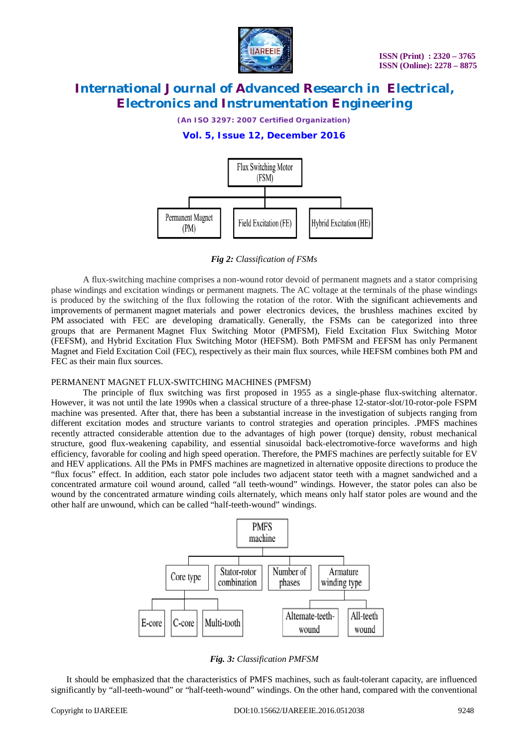Flux Switching Motor (FSM)

Permanent Magnet (PM) | Field Excitation (FE) | Hybrid Excitation (HE)

*Fig 2: Classification of FSMs*

A flux-switching machine comprises a non-wound rotor devoid of permanent magnets and a stator comprising phase windings and excitation windings or permanent magnets. The AC voltage at the terminals of the phase windings is produced by the switching of the flux following the rotation of the rotor. With the significant achievements and improvements of permanent magnet materials and power electronics devices, the brushless machines excited by PM associated with FEC are developing dramatically. Generally, the FSMs can be categorized into three groups that are Permanent Magnet Flux Switching Motor (PMFSM), Field Excitation Flux Switching Motor (FEFSM), and Hybrid Excitation Flux Switching Motor (HEFSM). Both PMFSM and FEFSM has only Permanent Magnet and Field Excitation Coil (FEC), respectively as their main flux sources, while HEFSM combines both PM and FEC as their main flux sources.

PERMANENT MAGNET FLUX-SWITCHING MACHINES (PMFSM)

The principle of flux switching was first proposed in 1955 as a single-phase flux-switching alternator. However, it was not until the late 1990s when a classical structure of a three-phase 12-stator-slot/10-rotor-pole FSPM machine was presented. After that, there has been a substantial increase in the investigation of subjects ranging from different excitation modes and structure variants to control strategies and operation principles. .PMFS machines recently attracted considerable attention due to the advantages of high power (torque) density, robust mechanical structure, good flux-weakening capability, and essential sinusoidal back-electromotive-force waveforms and high efficiency, favorable for cooling and high speed operation. Therefore, the PMFS machines are perfectly suitable for EV and HEV applications. All the PMs in PMFS machines are magnetized in alternative opposite directions to produce the "flux focus" effect. In addition, each stator pole includes two adjacent stator teeth with a magnet sandwiched and a concentrated armature coil wound around, called "all teeth-wound" windings. However, the stator poles can also be wound by the concentrated armature winding coils alternately, which means only half stator poles are wound and the other half are unwound, which can be called "half-teeth-wound" windings.

PMFS machine

Core type: E-core | C-core | Multi-tooth

Stator-rotor combination | Number of phases

Armature winding type: Alternate-teeth-wound | All-teeth wound

***Fig. 3:*** *Classification PMFSM*

It should be emphasized that the characteristics of PMFS machines, such as fault-tolerant capacity, are influenced significantly by "all-teeth-wound" or "half-teeth-wound" windings. On the other hand, compared with the conventional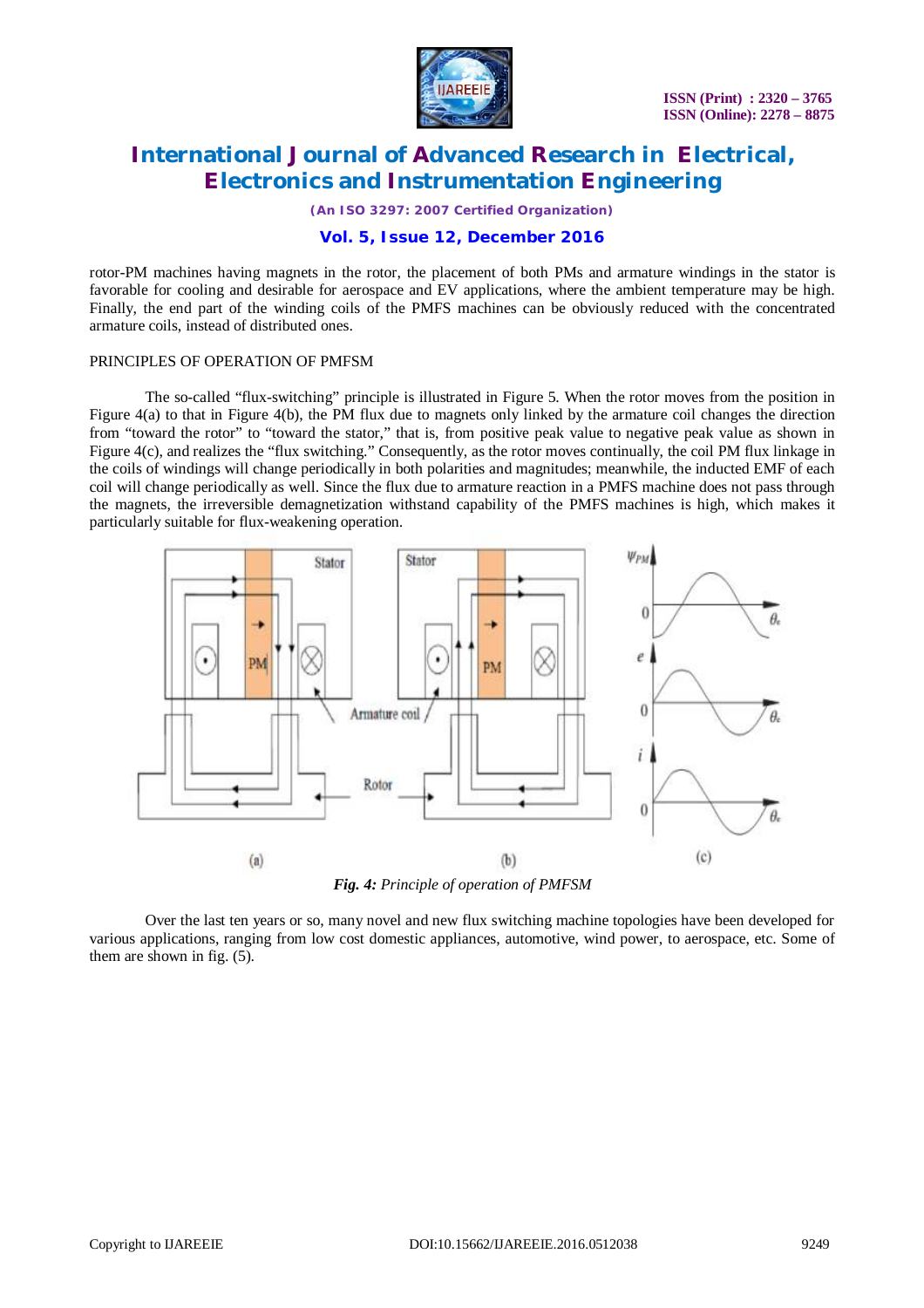rotor-PM machines having magnets in the rotor, the placement of both PMs and armature windings in the stator is favorable for cooling and desirable for aerospace and EV applications, where the ambient temperature may be high. Finally, the end part of the winding coils of the PMFS machines can be obviously reduced with the concentrated armature coils, instead of distributed ones.

PRINCIPLES OF OPERATION OF PMFSM

The so-called “flux-switching” principle is illustrated in Figure 5. When the rotor moves from the position in Figure 4(a) to that in Figure 4(b), the PM flux due to magnets only linked by the armature coil changes the direction from “toward the rotor” to “toward the stator,” that is, from positive peak value to negative peak value as shown in Figure 4(c), and realizes the “flux switching.” Consequently, as the rotor moves continually, the coil PM flux linkage in the coils of windings will change periodically in both polarities and magnitudes; meanwhile, the inducted EMF of each coil will change periodically as well. Since the flux due to armature reaction in a PMFS machine does not pass through the magnets, the irreversible demagnetization withstand capability of the PMFS machines is high, which makes it particularly suitable for flux-weakening operation.

***Fig. 4:*** *Principle of operation of PMFSM*

Over the last ten years or so, many novel and new flux switching machine topologies have been developed for various applications, ranging from low cost domestic appliances, automotive, wind power, to aerospace, etc. Some of them are shown in fig. (5).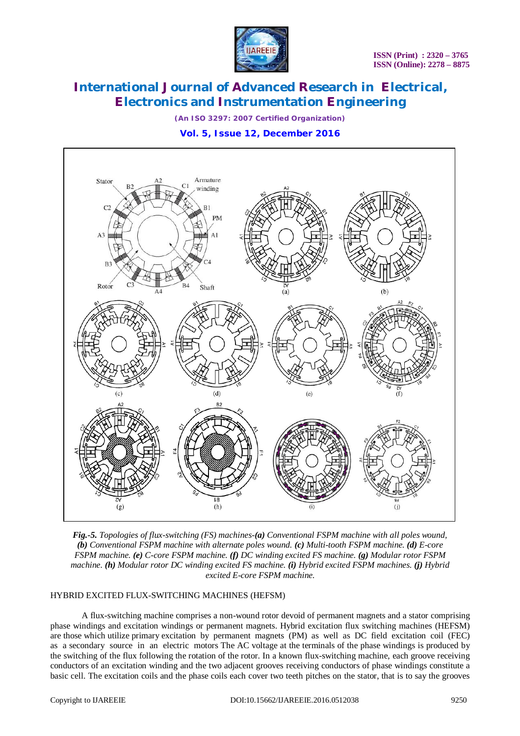*Fig.-5. Topologies of flux-switching (FS) machines-**(a)** Conventional FSPM machine with all poles wound, **(b)** Conventional FSPM machine with alternate poles wound. **(c)** Multi-tooth FSPM machine. **(d)** E-core FSPM machine. **(e)** C-core FSPM machine. **(f)** DC winding excited FS machine. **(g)** Modular rotor FSPM machine. **(h)** Modular rotor DC winding excited FS machine. **(i)** Hybrid excited FSPM machines. **(j)** Hybrid excited E-core FSPM machine.*

## HYBRID EXCITED FLUX-SWITCHING MACHINES (HEFSM)

A flux-switching machine comprises a non-wound rotor devoid of permanent magnets and a stator comprising phase windings and excitation windings or permanent magnets. Hybrid excitation flux switching machines (HEFSM) are those which utilize primary excitation by permanent magnets (PM) as well as DC field excitation coil (FEC) as a secondary source in an electric motors The AC voltage at the terminals of the phase windings is produced by the switching of the flux following the rotation of the rotor. In a known flux-switching machine, each groove receiving conductors of an excitation winding and the two adjacent grooves receiving conductors of phase windings constitute a basic cell. The excitation coils and the phase coils each cover two teeth pitches on the stator, that is to say the grooves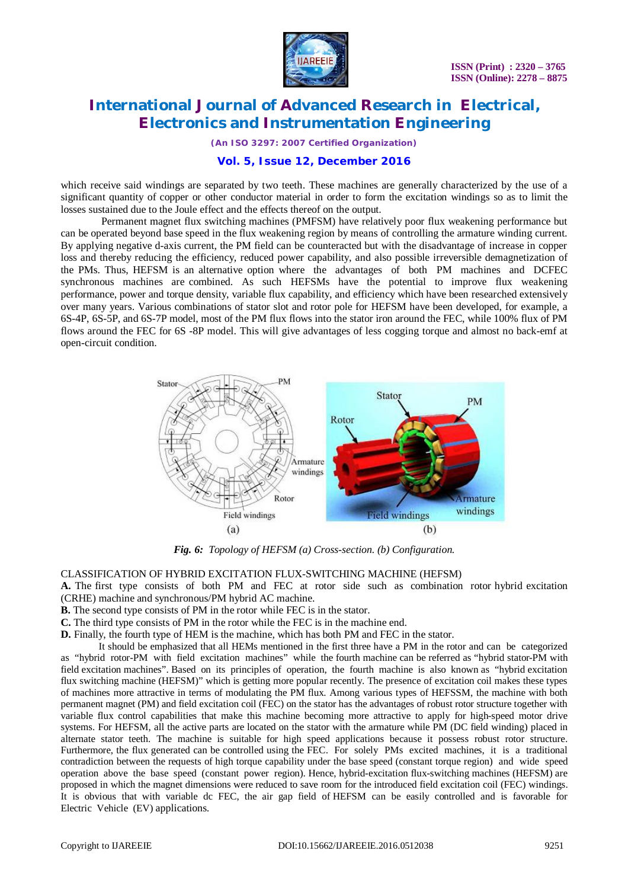which receive said windings are separated by two teeth. These machines are generally characterized by the use of a significant quantity of copper or other conductor material in order to form the excitation windings so as to limit the losses sustained due to the Joule effect and the effects thereof on the output.

Permanent magnet flux switching machines (PMFSM) have relatively poor flux weakening performance but can be operated beyond base speed in the flux weakening region by means of controlling the armature winding current. By applying negative d-axis current, the PM field can be counteracted but with the disadvantage of increase in copper loss and thereby reducing the efficiency, reduced power capability, and also possible irreversible demagnetization of the PMs. Thus, HEFSM is an alternative option where the advantages of both PM machines and DCFEC synchronous machines are combined. As such HEFSMs have the potential to improve flux weakening performance, power and torque density, variable flux capability, and efficiency which have been researched extensively over many years. Various combinations of stator slot and rotor pole for HEFSM have been developed, for example, a 6S-4P, 6S-5P, and 6S-7P model, most of the PM flux flows into the stator iron around the FEC, while 100% flux of PM flows around the FEC for 6S -8P model. This will give advantages of less cogging torque and almost no back-emf at open-circuit condition.

***Fig. 6:*** *Topology of HEFSM (a) Cross-section. (b) Configuration.*

CLASSIFICATION OF HYBRID EXCITATION FLUX-SWITCHING MACHINE (HEFSM)

**A.** The first type consists of both PM and FEC at rotor side such as combination rotor hybrid excitation (CRHE) machine and synchronous/PM hybrid AC machine.

**B.** The second type consists of PM in the rotor while FEC is in the stator.

**C.** The third type consists of PM in the rotor while the FEC is in the machine end.

**D.** Finally, the fourth type of HEM is the machine, which has both PM and FEC in the stator.

It should be emphasized that all HEMs mentioned in the first three have a PM in the rotor and can be categorized as "hybrid rotor-PM with field excitation machines" while the fourth machine can be referred as "hybrid stator-PM with field excitation machines". Based on its principles of operation, the fourth machine is also known as "hybrid excitation flux switching machine (HEFSM)" which is getting more popular recently. The presence of excitation coil makes these types of machines more attractive in terms of modulating the PM flux. Among various types of HEFSSM, the machine with both permanent magnet (PM) and field excitation coil (FEC) on the stator has the advantages of robust rotor structure together with variable flux control capabilities that make this machine becoming more attractive to apply for high-speed motor drive systems. For HEFSM, all the active parts are located on the stator with the armature while PM (DC field winding) placed in alternate stator teeth. The machine is suitable for high speed applications because it possess robust rotor structure. Furthermore, the flux generated can be controlled using the FEC. For solely PMs excited machines, it is a traditional contradiction between the requests of high torque capability under the base speed (constant torque region) and wide speed operation above the base speed (constant power region). Hence, hybrid-excitation flux-switching machines (HEFSM) are proposed in which the magnet dimensions were reduced to save room for the introduced field excitation coil (FEC) windings. It is obvious that with variable dc FEC, the air gap field of HEFSM can be easily controlled and is favorable for Electric Vehicle (EV) applications.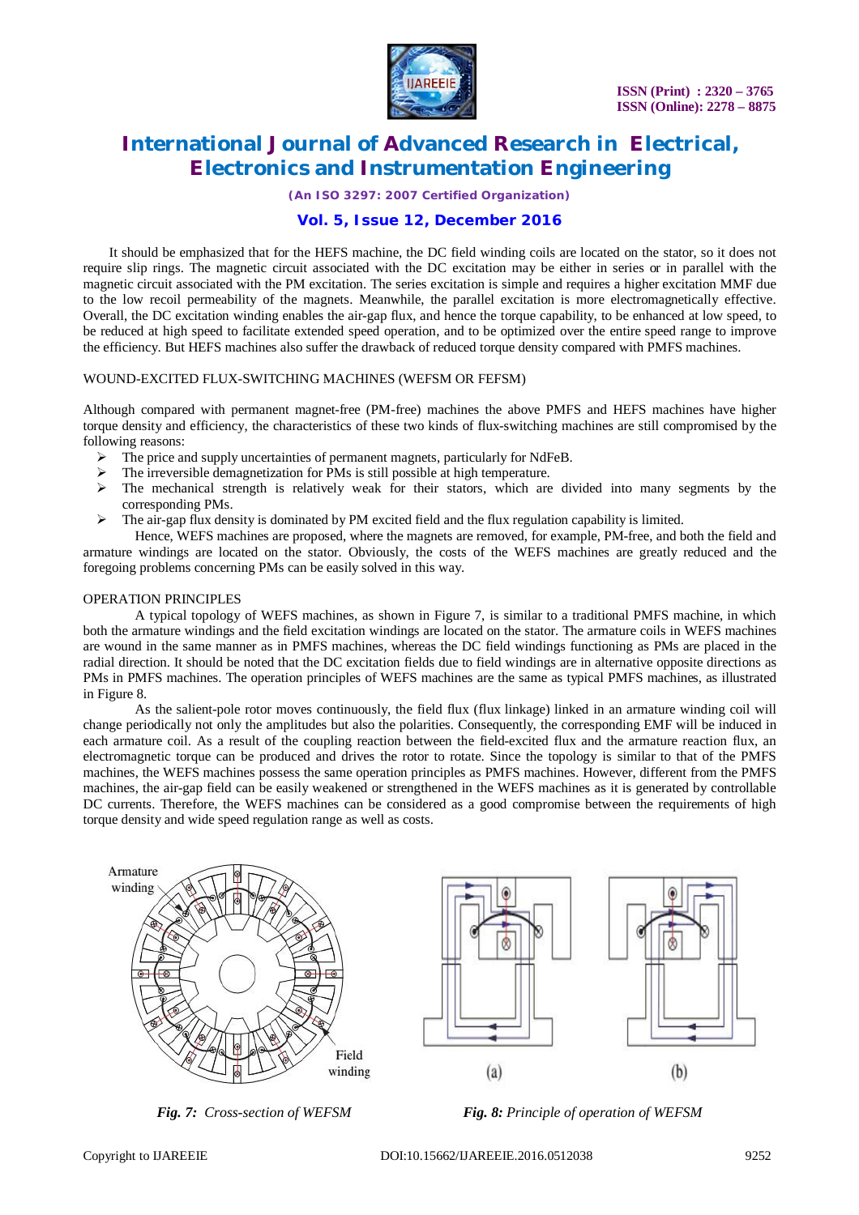It should be emphasized that for the HEFS machine, the DC field winding coils are located on the stator, so it does not require slip rings. The magnetic circuit associated with the DC excitation may be either in series or in parallel with the magnetic circuit associated with the PM excitation. The series excitation is simple and requires a higher excitation MMF due to the low recoil permeability of the magnets. Meanwhile, the parallel excitation is more electromagnetically effective. Overall, the DC excitation winding enables the air-gap flux, and hence the torque capability, to be enhanced at low speed, to be reduced at high speed to facilitate extended speed operation, and to be optimized over the entire speed range to improve the efficiency. But HEFS machines also suffer the drawback of reduced torque density compared with PMFS machines.

WOUND-EXCITED FLUX-SWITCHING MACHINES (WEFSM OR FEFSM)

Although compared with permanent magnet-free (PM-free) machines the above PMFS and HEFS machines have higher torque density and efficiency, the characteristics of these two kinds of flux-switching machines are still compromised by the following reasons:

- The price and supply uncertainties of permanent magnets, particularly for NdFeB.
- The irreversible demagnetization for PMs is still possible at high temperature.
- The mechanical strength is relatively weak for their stators, which are divided into many segments by the corresponding PMs.
- The air-gap flux density is dominated by PM excited field and the flux regulation capability is limited.

Hence, WEFS machines are proposed, where the magnets are removed, for example, PM-free, and both the field and armature windings are located on the stator. Obviously, the costs of the WEFS machines are greatly reduced and the foregoing problems concerning PMs can be easily solved in this way.

OPERATION PRINCIPLES

A typical topology of WEFS machines, as shown in Figure 7, is similar to a traditional PMFS machine, in which both the armature windings and the field excitation windings are located on the stator. The armature coils in WEFS machines are wound in the same manner as in PMFS machines, whereas the DC field windings functioning as PMs are placed in the radial direction. It should be noted that the DC excitation fields due to field windings are in alternative opposite directions as PMs in PMFS machines. The operation principles of WEFS machines are the same as typical PMFS machines, as illustrated in Figure 8.

As the salient-pole rotor moves continuously, the field flux (flux linkage) linked in an armature winding coil will change periodically not only the amplitudes but also the polarities. Consequently, the corresponding EMF will be induced in each armature coil. As a result of the coupling reaction between the field-excited flux and the armature reaction flux, an electromagnetic torque can be produced and drives the rotor to rotate. Since the topology is similar to that of the PMFS machines, the WEFS machines possess the same operation principles as PMFS machines. However, different from the PMFS machines, the air-gap field can be easily weakened or strengthened in the WEFS machines as it is generated by controllable DC currents. Therefore, the WEFS machines can be considered as a good compromise between the requirements of high torque density and wide speed regulation range as well as costs.

*Fig. 7: Cross-section of WEFSM*

*Fig. 8: Principle of operation of WEFSM*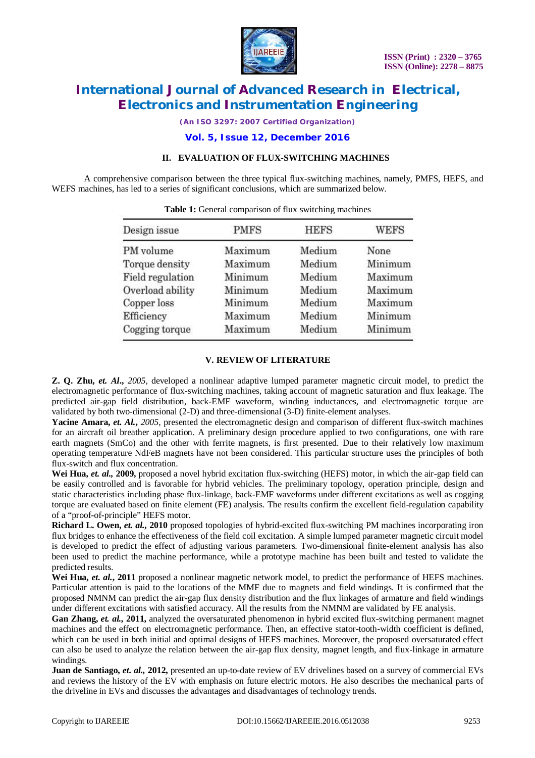## II. EVALUATION OF FLUX-SWITCHING MACHINES

A comprehensive comparison between the three typical flux-switching machines, namely, PMFS, HEFS, and WEFS machines, has led to a series of significant conclusions, which are summarized below.

**Table 1:** General comparison of flux switching machines

| Design issue | PMFS | HEFS | WEFS |
|---|---|---|---|
| PM volume | Maximum | Medium | None |
| Torque density | Maximum | Medium | Minimum |
| Field regulation | Minimum | Medium | Maximum |
| Overload ability | Minimum | Medium | Maximum |
| Copper loss | Minimum | Medium | Maximum |
| Efficiency | Maximum | Medium | Minimum |
| Cogging torque | Maximum | Medium | Minimum |

## V. REVIEW OF LITERATURE

**Z. Q. Zhu, *et. Al.*,** *2005,* developed a nonlinear adaptive lumped parameter magnetic circuit model, to predict the electromagnetic performance of flux-switching machines, taking account of magnetic saturation and flux leakage. The predicted air-gap field distribution, back-EMF waveform, winding inductances, and electromagnetic torque are validated by both two-dimensional (2-D) and three-dimensional (3-D) finite-element analyses.

**Yacine Amara, *et. Al.*,** *2005,* presented the electromagnetic design and comparison of different flux-switch machines for an aircraft oil breather application. A preliminary design procedure applied to two configurations, one with rare earth magnets (SmCo) and the other with ferrite magnets, is first presented. Due to their relatively low maximum operating temperature NdFeB magnets have not been considered. This particular structure uses the principles of both flux-switch and flux concentration.

**Wei Hua, *et. al.*, 2009,** proposed a novel hybrid excitation flux-switching (HEFS) motor, in which the air-gap field can be easily controlled and is favorable for hybrid vehicles. The preliminary topology, operation principle, design and static characteristics including phase flux-linkage, back-EMF waveforms under different excitations as well as cogging torque are evaluated based on finite element (FE) analysis. The results confirm the excellent field-regulation capability of a "proof-of-principle" HEFS motor.

**Richard L. Owen, *et. al.*, 2010** proposed topologies of hybrid-excited flux-switching PM machines incorporating iron flux bridges to enhance the effectiveness of the field coil excitation. A simple lumped parameter magnetic circuit model is developed to predict the effect of adjusting various parameters. Two-dimensional finite-element analysis has also been used to predict the machine performance, while a prototype machine has been built and tested to validate the predicted results.

**Wei Hua, *et. al.*, 2011** proposed a nonlinear magnetic network model, to predict the performance of HEFS machines. Particular attention is paid to the locations of the MMF due to magnets and field windings. It is confirmed that the proposed NMNM can predict the air-gap flux density distribution and the flux linkages of armature and field windings under different excitations with satisfied accuracy. All the results from the NMNM are validated by FE analysis.

**Gan Zhang, *et. al.*, 2011,** analyzed the oversaturated phenomenon in hybrid excited flux-switching permanent magnet machines and the effect on electromagnetic performance. Then, an effective stator-tooth-width coefficient is defined, which can be used in both initial and optimal designs of HEFS machines. Moreover, the proposed oversaturated effect can also be used to analyze the relation between the air-gap flux density, magnet length, and flux-linkage in armature windings.

**Juan de Santiago, *et. al.*, 2012,** presented an up-to-date review of EV drivelines based on a survey of commercial EVs and reviews the history of the EV with emphasis on future electric motors. He also describes the mechanical parts of the driveline in EVs and discusses the advantages and disadvantages of technology trends.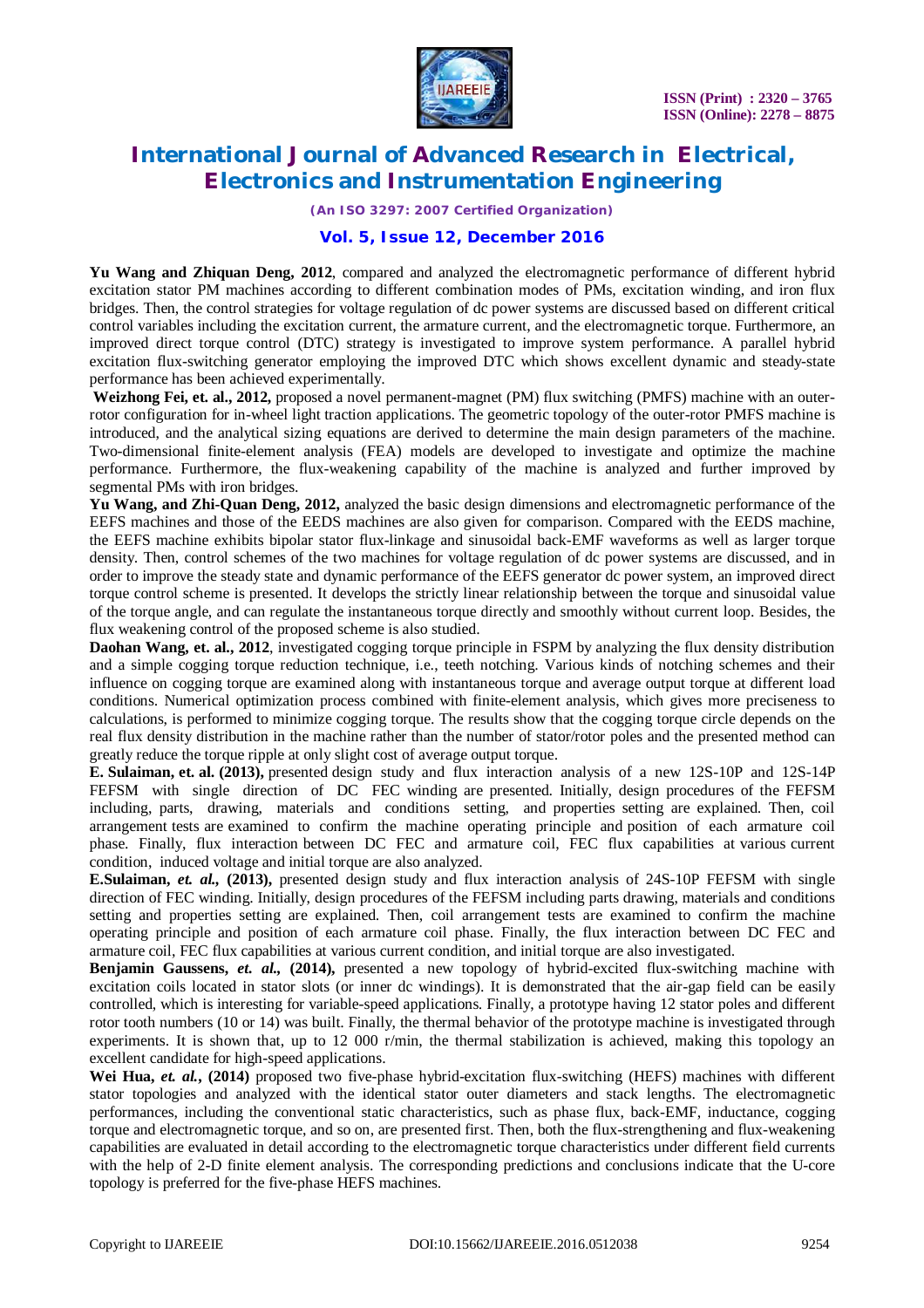**Yu Wang and Zhiquan Deng, 2012**, compared and analyzed the electromagnetic performance of different hybrid excitation stator PM machines according to different combination modes of PMs, excitation winding, and iron flux bridges. Then, the control strategies for voltage regulation of dc power systems are discussed based on different critical control variables including the excitation current, the armature current, and the electromagnetic torque. Furthermore, an improved direct torque control (DTC) strategy is investigated to improve system performance. A parallel hybrid excitation flux-switching generator employing the improved DTC which shows excellent dynamic and steady-state performance has been achieved experimentally.

**Weizhong Fei, et. al., 2012,** proposed a novel permanent-magnet (PM) flux switching (PMFS) machine with an outer-rotor configuration for in-wheel light traction applications. The geometric topology of the outer-rotor PMFS machine is introduced, and the analytical sizing equations are derived to determine the main design parameters of the machine. Two-dimensional finite-element analysis (FEA) models are developed to investigate and optimize the machine performance. Furthermore, the flux-weakening capability of the machine is analyzed and further improved by segmental PMs with iron bridges.

**Yu Wang, and Zhi-Quan Deng, 2012,** analyzed the basic design dimensions and electromagnetic performance of the EEFS machines and those of the EEDS machines are also given for comparison. Compared with the EEDS machine, the EEFS machine exhibits bipolar stator flux-linkage and sinusoidal back-EMF waveforms as well as larger torque density. Then, control schemes of the two machines for voltage regulation of dc power systems are discussed, and in order to improve the steady state and dynamic performance of the EEFS generator dc power system, an improved direct torque control scheme is presented. It develops the strictly linear relationship between the torque and sinusoidal value of the torque angle, and can regulate the instantaneous torque directly and smoothly without current loop. Besides, the flux weakening control of the proposed scheme is also studied.

**Daohan Wang, et. al., 2012**, investigated cogging torque principle in FSPM by analyzing the flux density distribution and a simple cogging torque reduction technique, i.e., teeth notching. Various kinds of notching schemes and their influence on cogging torque are examined along with instantaneous torque and average output torque at different load conditions. Numerical optimization process combined with finite-element analysis, which gives more preciseness to calculations, is performed to minimize cogging torque. The results show that the cogging torque circle depends on the real flux density distribution in the machine rather than the number of stator/rotor poles and the presented method can greatly reduce the torque ripple at only slight cost of average output torque.

**E. Sulaiman, et. al. (2013),** presented design study and flux interaction analysis of a new 12S-10P and 12S-14P FEFSM with single direction of DC FEC winding are presented. Initially, design procedures of the FEFSM including, parts, drawing, materials and conditions setting, and properties setting are explained. Then, coil arrangement tests are examined to confirm the machine operating principle and position of each armature coil phase. Finally, flux interaction between DC FEC and armature coil, FEC flux capabilities at various current condition, induced voltage and initial torque are also analyzed.

**E.Sulaiman,** ***et. al.,*** **(2013),** presented design study and flux interaction analysis of 24S-10P FEFSM with single direction of FEC winding. Initially, design procedures of the FEFSM including parts drawing, materials and conditions setting and properties setting are explained. Then, coil arrangement tests are examined to confirm the machine operating principle and position of each armature coil phase. Finally, the flux interaction between DC FEC and armature coil, FEC flux capabilities at various current condition, and initial torque are also investigated.

**Benjamin Gaussens,** ***et. al.,*** **(2014),** presented a new topology of hybrid-excited flux-switching machine with excitation coils located in stator slots (or inner dc windings). It is demonstrated that the air-gap field can be easily controlled, which is interesting for variable-speed applications. Finally, a prototype having 12 stator poles and different rotor tooth numbers (10 or 14) was built. Finally, the thermal behavior of the prototype machine is investigated through experiments. It is shown that, up to 12 000 r/min, the thermal stabilization is achieved, making this topology an excellent candidate for high-speed applications.

**Wei Hua,** ***et. al.*****, (2014)** proposed two five-phase hybrid-excitation flux-switching (HEFS) machines with different stator topologies and analyzed with the identical stator outer diameters and stack lengths. The electromagnetic performances, including the conventional static characteristics, such as phase flux, back-EMF, inductance, cogging torque and electromagnetic torque, and so on, are presented first. Then, both the flux-strengthening and flux-weakening capabilities are evaluated in detail according to the electromagnetic torque characteristics under different field currents with the help of 2-D finite element analysis. The corresponding predictions and conclusions indicate that the U-core topology is preferred for the five-phase HEFS machines.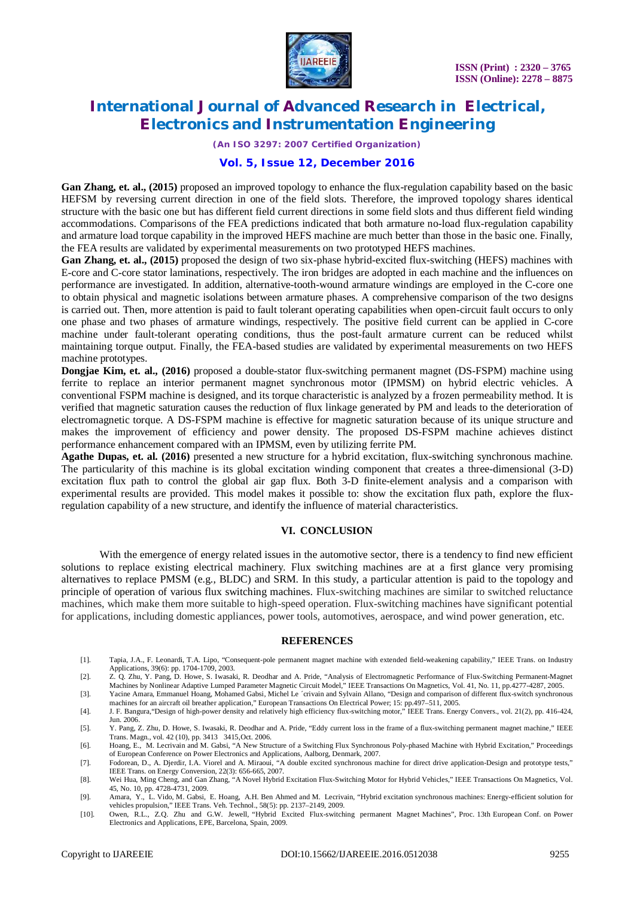**Gan Zhang, et. al., (2015)** proposed an improved topology to enhance the flux-regulation capability based on the basic HEFSM by reversing current direction in one of the field slots. Therefore, the improved topology shares identical structure with the basic one but has different field current directions in some field slots and thus different field winding accommodations. Comparisons of the FEA predictions indicated that both armature no-load flux-regulation capability and armature load torque capability in the improved HEFS machine are much better than those in the basic one. Finally, the FEA results are validated by experimental measurements on two prototyped HEFS machines.

**Gan Zhang, et. al., (2015)** proposed the design of two six-phase hybrid-excited flux-switching (HEFS) machines with E-core and C-core stator laminations, respectively. The iron bridges are adopted in each machine and the influences on performance are investigated. In addition, alternative-tooth-wound armature windings are employed in the C-core one to obtain physical and magnetic isolations between armature phases. A comprehensive comparison of the two designs is carried out. Then, more attention is paid to fault tolerant operating capabilities when open-circuit fault occurs to only one phase and two phases of armature windings, respectively. The positive field current can be applied in C-core machine under fault-tolerant operating conditions, thus the post-fault armature current can be reduced whilst maintaining torque output. Finally, the FEA-based studies are validated by experimental measurements on two HEFS machine prototypes.

**Dongjae Kim, et. al., (2016)** proposed a double-stator flux-switching permanent magnet (DS-FSPM) machine using ferrite to replace an interior permanent magnet synchronous motor (IPMSM) on hybrid electric vehicles. A conventional FSPM machine is designed, and its torque characteristic is analyzed by a frozen permeability method. It is verified that magnetic saturation causes the reduction of flux linkage generated by PM and leads to the deterioration of electromagnetic torque. A DS-FSPM machine is effective for magnetic saturation because of its unique structure and makes the improvement of efficiency and power density. The proposed DS-FSPM machine achieves distinct performance enhancement compared with an IPMSM, even by utilizing ferrite PM.

**Agathe Dupas, et. al. (2016)** presented a new structure for a hybrid excitation, flux-switching synchronous machine. The particularity of this machine is its global excitation winding component that creates a three-dimensional (3-D) excitation flux path to control the global air gap flux. Both 3-D finite-element analysis and a comparison with experimental results are provided. This model makes it possible to: show the excitation flux path, explore the flux-regulation capability of a new structure, and identify the influence of material characteristics.

## VI. CONCLUSION

With the emergence of energy related issues in the automotive sector, there is a tendency to find new efficient solutions to replace existing electrical machinery. Flux switching machines are at a first glance very promising alternatives to replace PMSM (e.g., BLDC) and SRM. In this study, a particular attention is paid to the topology and principle of operation of various flux switching machines. Flux-switching machines are similar to switched reluctance machines, which make them more suitable to high-speed operation. Flux-switching machines have significant potential for applications, including domestic appliances, power tools, automotives, aerospace, and wind power generation, etc.

## REFERENCES

[1]. Tapia, J.A., F. Leonardi, T.A. Lipo, "Consequent-pole permanent magnet machine with extended field-weakening capability," IEEE Trans. on Industry Applications, 39(6): pp. 1704-1709, 2003.

[2]. Z. Q. Zhu, Y. Pang, D. Howe, S. Iwasaki, R. Deodhar and A. Pride, "Analysis of Electromagnetic Performance of Flux-Switching Permanent-Magnet Machines by Nonlinear Adaptive Lumped Parameter Magnetic Circuit Model," IEEE Transactions On Magnetics, Vol. 41, No. 11, pp.4277-4287, 2005.

[3]. Yacine Amara, Emmanuel Hoang, Mohamed Gabsi, Michel Le ´crivain and Sylvain Allano, "Design and comparison of different flux-switch synchronous machines for an aircraft oil breather application," European Transactions On Electrical Power; 15: pp.497–511, 2005.

[4]. J. F. Bangura,"Design of high-power density and relatively high efficiency flux-switching motor," IEEE Trans. Energy Convers., vol. 21(2), pp. 416-424, Jun. 2006.

[5]. Y. Pang, Z. Zhu, D. Howe, S. Iwasaki, R. Deodhar and A. Pride, "Eddy current loss in the frame of a flux-switching permanent magnet machine," IEEE Trans. Magn., vol. 42 (10), pp. 3413 3415,Oct. 2006.

[6]. Hoang, E., M. Lecrivain and M. Gabsi, "A New Structure of a Switching Flux Synchronous Poly-phased Machine with Hybrid Excitation," Proceedings of European Conference on Power Electronics and Applications, Aalborg, Denmark, 2007.

[7]. Fodorean, D., A. Djerdir, I.A. Viorel and A. Miraoui, "A double excited synchronous machine for direct drive application-Design and prototype tests," IEEE Trans. on Energy Conversion, 22(3): 656-665, 2007.

[8]. Wei Hua, Ming Cheng, and Gan Zhang, "A Novel Hybrid Excitation Flux-Switching Motor for Hybrid Vehicles," IEEE Transactions On Magnetics, Vol. 45, No. 10, pp. 4728-4731, 2009.

[9]. Amara, Y., L. Vido, M. Gabsi, E. Hoang, A.H. Ben Ahmed and M. Lecrivain, "Hybrid excitation synchronous machines: Energy-efficient solution for vehicles propulsion," IEEE Trans. Veh. Technol., 58(5): pp. 2137–2149, 2009.

[10]. Owen, R.L., Z.Q. Zhu and G.W. Jewell, "Hybrid Excited Flux-switching permanent Magnet Machines", Proc. 13th European Conf. on Power Electronics and Applications, EPE, Barcelona, Spain, 2009.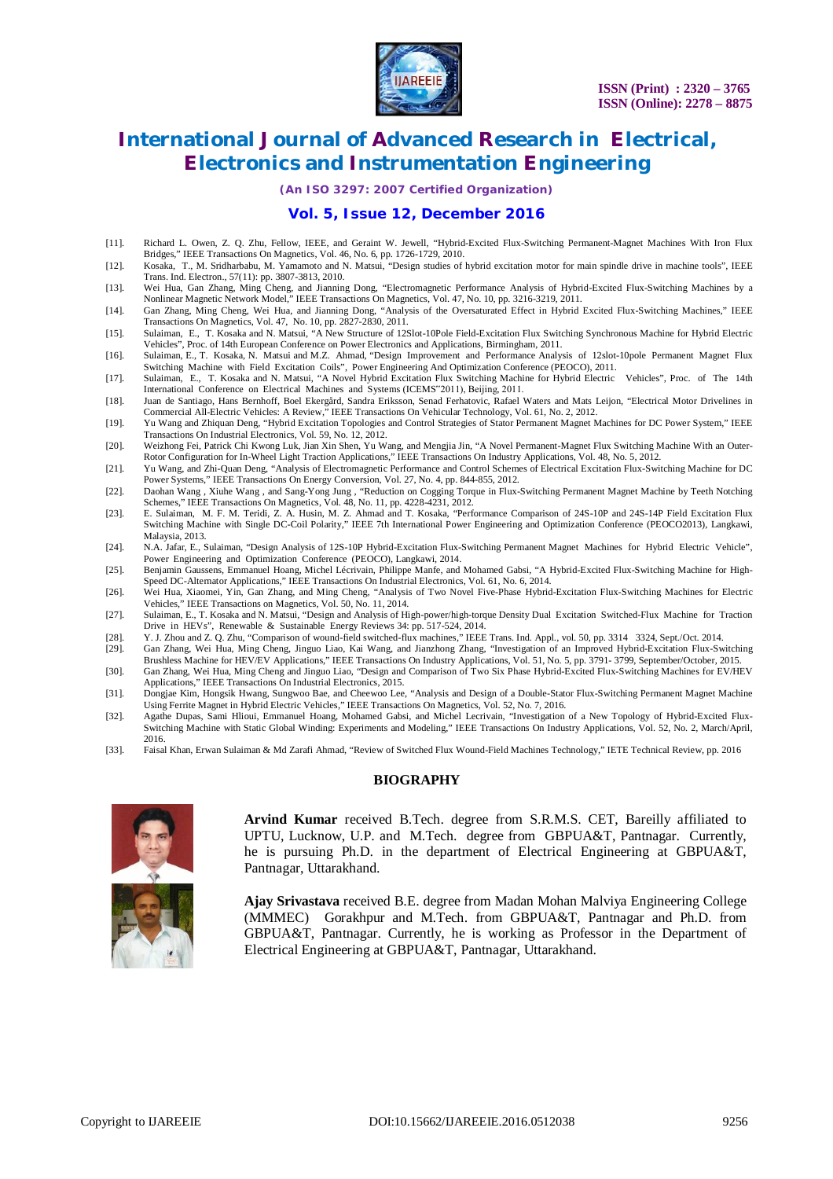[11]. Richard L. Owen, Z. Q. Zhu, Fellow, IEEE, and Geraint W. Jewell, "Hybrid-Excited Flux-Switching Permanent-Magnet Machines With Iron Flux Bridges," IEEE Transactions On Magnetics, Vol. 46, No. 6, pp. 1726-1729, 2010.

[12]. Kosaka, T., M. Sridharbabu, M. Yamamoto and N. Matsui, "Design studies of hybrid excitation motor for main spindle drive in machine tools", IEEE Trans. Ind. Electron., 57(11): pp. 3807-3813, 2010.

[13]. Wei Hua, Gan Zhang, Ming Cheng, and Jianning Dong, "Electromagnetic Performance Analysis of Hybrid-Excited Flux-Switching Machines by a Nonlinear Magnetic Network Model," IEEE Transactions On Magnetics, Vol. 47, No. 10, pp. 3216-3219, 2011.

[14]. Gan Zhang, Ming Cheng, Wei Hua, and Jianning Dong, "Analysis of the Oversaturated Effect in Hybrid Excited Flux-Switching Machines," IEEE Transactions On Magnetics, Vol. 47, No. 10, pp. 2827-2830, 2011.

[15]. Sulaiman, E., T. Kosaka and N. Matsui, "A New Structure of 12Slot-10Pole Field-Excitation Flux Switching Synchronous Machine for Hybrid Electric Vehicles", Proc. of 14th European Conference on Power Electronics and Applications, Birmingham, 2011.

[16]. Sulaiman, E., T. Kosaka, N. Matsui and M.Z. Ahmad, "Design Improvement and Performance Analysis of 12slot-10pole Permanent Magnet Flux Switching Machine with Field Excitation Coils", Power Engineering And Optimization Conference (PEOCO), 2011.

[17]. Sulaiman, E., T. Kosaka and N. Matsui, "A Novel Hybrid Excitation Flux Switching Machine for Hybrid Electric Vehicles", Proc. of The 14th International Conference on Electrical Machines and Systems (ICEMS"2011), Beijing, 2011.

[18]. Juan de Santiago, Hans Bernhoff, Boel Ekergård, Sandra Eriksson, Senad Ferhatovic, Rafael Waters and Mats Leijon, "Electrical Motor Drivelines in Commercial All-Electric Vehicles: A Review," IEEE Transactions On Vehicular Technology, Vol. 61, No. 2, 2012.

[19]. Yu Wang and Zhiquan Deng, "Hybrid Excitation Topologies and Control Strategies of Stator Permanent Magnet Machines for DC Power System," IEEE Transactions On Industrial Electronics, Vol. 59, No. 12, 2012.

[20]. Weizhong Fei, Patrick Chi Kwong Luk, Jian Xin Shen, Yu Wang, and Mengjia Jin, "A Novel Permanent-Magnet Flux Switching Machine With an Outer-Rotor Configuration for In-Wheel Light Traction Applications," IEEE Transactions On Industry Applications, Vol. 48, No. 5, 2012.

[21]. Yu Wang, and Zhi-Quan Deng, "Analysis of Electromagnetic Performance and Control Schemes of Electrical Excitation Flux-Switching Machine for DC Power Systems," IEEE Transactions On Energy Conversion, Vol. 27, No. 4, pp. 844-855, 2012.

[22]. Daohan Wang , Xiuhe Wang , and Sang-Yong Jung , "Reduction on Cogging Torque in Flux-Switching Permanent Magnet Machine by Teeth Notching Schemes," IEEE Transactions On Magnetics, Vol. 48, No. 11, pp. 4228-4231, 2012.

[23]. E. Sulaiman, M. F. M. Teridi, Z. A. Husin, M. Z. Ahmad and T. Kosaka, "Performance Comparison of 24S-10P and 24S-14P Field Excitation Flux Switching Machine with Single DC-Coil Polarity," IEEE 7th International Power Engineering and Optimization Conference (PEOCO2013), Langkawi, Malaysia, 2013.

[24]. N.A. Jafar, E., Sulaiman, "Design Analysis of 12S-10P Hybrid-Excitation Flux-Switching Permanent Magnet Machines for Hybrid Electric Vehicle", Power Engineering and Optimization Conference (PEOCO), Langkawi, 2014.

[25]. Benjamin Gaussens, Emmanuel Hoang, Michel Lécrivain, Philippe Manfe, and Mohamed Gabsi, "A Hybrid-Excited Flux-Switching Machine for High-Speed DC-Alternator Applications," IEEE Transactions On Industrial Electronics, Vol. 61, No. 6, 2014.

[26]. Wei Hua, Xiaomei, Yin, Gan Zhang, and Ming Cheng, "Analysis of Two Novel Five-Phase Hybrid-Excitation Flux-Switching Machines for Electric Vehicles," IEEE Transactions on Magnetics, Vol. 50, No. 11, 2014.

[27]. Sulaiman, E., T. Kosaka and N. Matsui, "Design and Analysis of High-power/high-torque Density Dual Excitation Switched-Flux Machine for Traction Drive in HEVs", Renewable & Sustainable Energy Reviews 34: pp. 517-524, 2014.

[28]. Y. J. Zhou and Z. Q. Zhu, "Comparison of wound-field switched-flux machines," IEEE Trans. Ind. Appl., vol. 50, pp. 3314 3324, Sept./Oct. 2014.

[29]. Gan Zhang, Wei Hua, Ming Cheng, Jinguo Liao, Kai Wang, and Jianzhong Zhang, "Investigation of an Improved Hybrid-Excitation Flux-Switching Brushless Machine for HEV/EV Applications," IEEE Transactions On Industry Applications, Vol. 51, No. 5, pp. 3791- 3799, September/October, 2015.

[30]. Gan Zhang, Wei Hua, Ming Cheng and Jinguo Liao, "Design and Comparison of Two Six Phase Hybrid-Excited Flux-Switching Machines for EV/HEV Applications," IEEE Transactions On Industrial Electronics, 2015.

[31]. Dongjae Kim, Hongsik Hwang, Sungwoo Bae, and Cheewoo Lee, "Analysis and Design of a Double-Stator Flux-Switching Permanent Magnet Machine Using Ferrite Magnet in Hybrid Electric Vehicles," IEEE Transactions On Magnetics, Vol. 52, No. 7, 2016.

[32]. Agathe Dupas, Sami Hlioui, Emmanuel Hoang, Mohamed Gabsi, and Michel Lecrivain, "Investigation of a New Topology of Hybrid-Excited Flux-Switching Machine with Static Global Winding: Experiments and Modeling," IEEE Transactions On Industry Applications, Vol. 52, No. 2, March/April, 2016.

[33]. Faisal Khan, Erwan Sulaiman & Md Zarafi Ahmad, "Review of Switched Flux Wound-Field Machines Technology," IETE Technical Review, pp. 2016

## BIOGRAPHY

**Arvind Kumar** received B.Tech. degree from S.R.M.S. CET, Bareilly affiliated to UPTU, Lucknow, U.P. and M.Tech. degree from GBPUA&T, Pantnagar. Currently, he is pursuing Ph.D. in the department of Electrical Engineering at GBPUA&T, Pantnagar, Uttarakhand.

**Ajay Srivastava** received B.E. degree from Madan Mohan Malviya Engineering College (MMMEC) Gorakhpur and M.Tech. from GBPUA&T, Pantnagar and Ph.D. from GBPUA&T, Pantnagar. Currently, he is working as Professor in the Department of Electrical Engineering at GBPUA&T, Pantnagar, Uttarakhand.